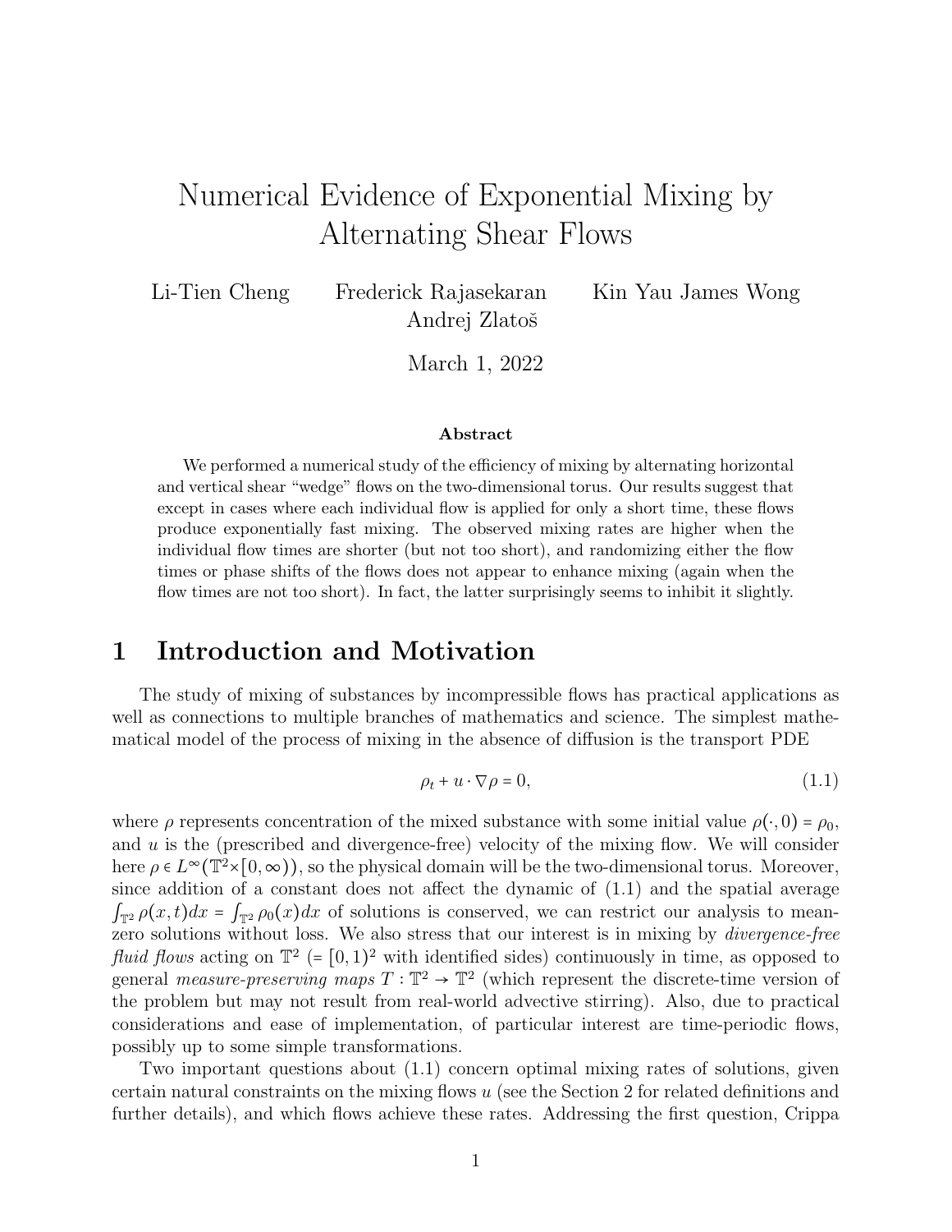# Numerical Evidence of Exponential Mixing by Alternating Shear Flows

Li-Tien Cheng  Frederick Rajasekaran  Kin Yau James Wong  
Andrej Zlatoš

March 1, 2022

**Abstract**

We performed a numerical study of the efficiency of mixing by alternating horizontal and vertical shear "wedge" flows on the two-dimensional torus. Our results suggest that except in cases where each individual flow is applied for only a short time, these flows produce exponentially fast mixing. The observed mixing rates are higher when the individual flow times are shorter (but not too short), and randomizing either the flow times or phase shifts of the flows does not appear to enhance mixing (again when the flow times are not too short). In fact, the latter surprisingly seems to inhibit it slightly.

## 1 Introduction and Motivation

The study of mixing of substances by incompressible flows has practical applications as well as connections to multiple branches of mathematics and science. The simplest mathematical model of the process of mixing in the absence of diffusion is the transport PDE

$$\rho_t + u \cdot \nabla \rho = 0, \tag{1.1}$$

where $\rho$ represents concentration of the mixed substance with some initial value $\rho(\cdot, 0) = \rho_0$, and $u$ is the (prescribed and divergence-free) velocity of the mixing flow. We will consider here $\rho \in L^\infty(\mathbb{T}^2 \times [0, \infty))$, so the physical domain will be the two-dimensional torus. Moreover, since addition of a constant does not affect the dynamic of (1.1) and the spatial average $\int_{\mathbb{T}^2} \rho(x,t) dx = \int_{\mathbb{T}^2} \rho_0(x) dx$ of solutions is conserved, we can restrict our analysis to mean-zero solutions without loss. We also stress that our interest is in mixing by *divergence-free fluid flows* acting on $\mathbb{T}^2$ (= $[0,1)^2$ with identified sides) continuously in time, as opposed to general *measure-preserving maps* $T : \mathbb{T}^2 \to \mathbb{T}^2$ (which represent the discrete-time version of the problem but may not result from real-world advective stirring). Also, due to practical considerations and ease of implementation, of particular interest are time-periodic flows, possibly up to some simple transformations.

Two important questions about (1.1) concern optimal mixing rates of solutions, given certain natural constraints on the mixing flows $u$ (see the Section 2 for related definitions and further details), and which flows achieve these rates. Addressing the first question, Crippa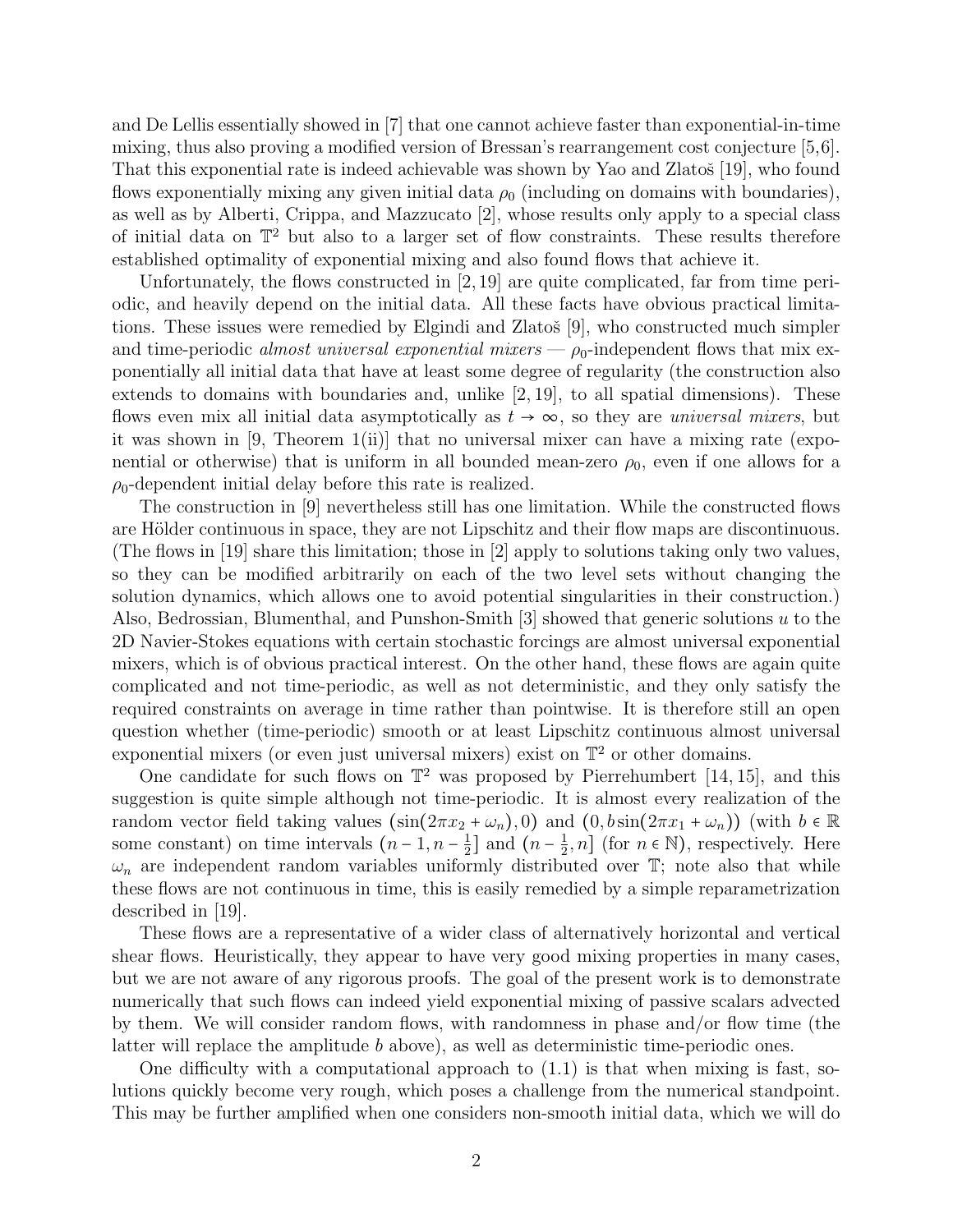and De Lellis essentially showed in [7] that one cannot achieve faster than exponential-in-time mixing, thus also proving a modified version of Bressan's rearrangement cost conjecture [5,6]. That this exponential rate is indeed achievable was shown by Yao and Zlatoš [19], who found flows exponentially mixing any given initial data $\rho_0$ (including on domains with boundaries), as well as by Alberti, Crippa, and Mazzucato [2], whose results only apply to a special class of initial data on $\mathbb{T}^2$ but also to a larger set of flow constraints. These results therefore established optimality of exponential mixing and also found flows that achieve it.

Unfortunately, the flows constructed in [2, 19] are quite complicated, far from time periodic, and heavily depend on the initial data. All these facts have obvious practical limitations. These issues were remedied by Elgindi and Zlatoš [9], who constructed much simpler and time-periodic *almost universal exponential mixers* — $\rho_0$-independent flows that mix exponentially all initial data that have at least some degree of regularity (the construction also extends to domains with boundaries and, unlike [2, 19], to all spatial dimensions). These flows even mix all initial data asymptotically as $t \to \infty$, so they are *universal mixers*, but it was shown in [9, Theorem 1(ii)] that no universal mixer can have a mixing rate (exponential or otherwise) that is uniform in all bounded mean-zero $\rho_0$, even if one allows for a $\rho_0$-dependent initial delay before this rate is realized.

The construction in [9] nevertheless still has one limitation. While the constructed flows are Hölder continuous in space, they are not Lipschitz and their flow maps are discontinuous. (The flows in [19] share this limitation; those in [2] apply to solutions taking only two values, so they can be modified arbitrarily on each of the two level sets without changing the solution dynamics, which allows one to avoid potential singularities in their construction.) Also, Bedrossian, Blumenthal, and Punshon-Smith [3] showed that generic solutions $u$ to the 2D Navier-Stokes equations with certain stochastic forcings are almost universal exponential mixers, which is of obvious practical interest. On the other hand, these flows are again quite complicated and not time-periodic, as well as not deterministic, and they only satisfy the required constraints on average in time rather than pointwise. It is therefore still an open question whether (time-periodic) smooth or at least Lipschitz continuous almost universal exponential mixers (or even just universal mixers) exist on $\mathbb{T}^2$ or other domains.

One candidate for such flows on $\mathbb{T}^2$ was proposed by Pierrehumbert [14, 15], and this suggestion is quite simple although not time-periodic. It is almost every realization of the random vector field taking values $(\sin(2\pi x_2 + \omega_n), 0)$ and $(0, b\sin(2\pi x_1 + \omega_n))$ (with $b \in \mathbb{R}$ some constant) on time intervals $(n-1, n-\frac{1}{2}]$ and $(n-\frac{1}{2}, n]$ (for $n \in \mathbb{N}$), respectively. Here $\omega_n$ are independent random variables uniformly distributed over $\mathbb{T}$; note also that while these flows are not continuous in time, this is easily remedied by a simple reparametrization described in [19].

These flows are a representative of a wider class of alternatively horizontal and vertical shear flows. Heuristically, they appear to have very good mixing properties in many cases, but we are not aware of any rigorous proofs. The goal of the present work is to demonstrate numerically that such flows can indeed yield exponential mixing of passive scalars advected by them. We will consider random flows, with randomness in phase and/or flow time (the latter will replace the amplitude $b$ above), as well as deterministic time-periodic ones.

One difficulty with a computational approach to (1.1) is that when mixing is fast, solutions quickly become very rough, which poses a challenge from the numerical standpoint. This may be further amplified when one considers non-smooth initial data, which we will do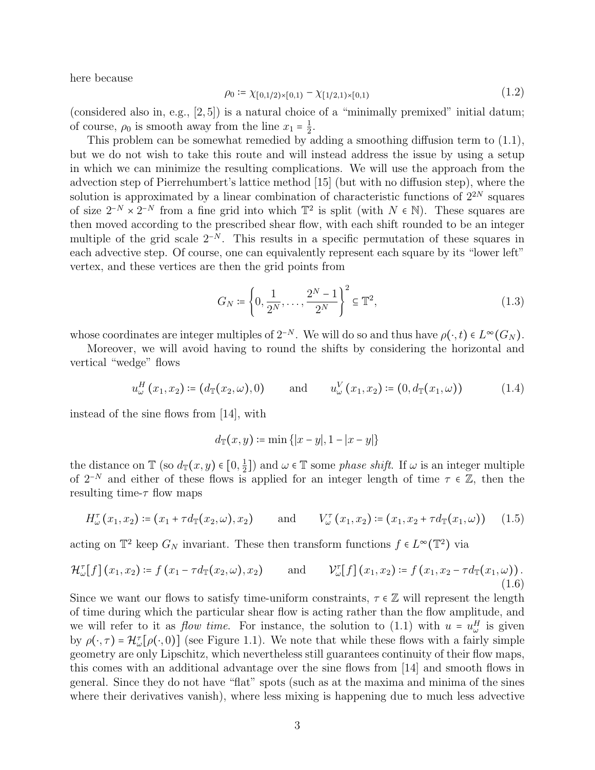here because

$$\rho_0 := \chi_{[0,1/2)\times[0,1)} - \chi_{[1/2,1)\times[0,1)} \tag{1.2}$$

(considered also in, e.g., [2,5]) is a natural choice of a "minimally premixed" initial datum; of course, $\rho_0$ is smooth away from the line $x_1 = \frac{1}{2}$.

This problem can be somewhat remedied by adding a smoothing diffusion term to (1.1), but we do not wish to take this route and will instead address the issue by using a setup in which we can minimize the resulting complications. We will use the approach from the advection step of Pierrehumbert's lattice method [15] (but with no diffusion step), where the solution is approximated by a linear combination of characteristic functions of $2^{2N}$ squares of size $2^{-N} \times 2^{-N}$ from a fine grid into which $\mathbb{T}^2$ is split (with $N \in \mathbb{N}$). These squares are then moved according to the prescribed shear flow, with each shift rounded to be an integer multiple of the grid scale $2^{-N}$. This results in a specific permutation of these squares in each advective step. Of course, one can equivalently represent each square by its "lower left" vertex, and these vertices are then the grid points from

$$G_N := \left\{0, \frac{1}{2^N}, \dots, \frac{2^N - 1}{2^N}\right\}^2 \subseteq \mathbb{T}^2, \tag{1.3}$$

whose coordinates are integer multiples of $2^{-N}$. We will do so and thus have $\rho(\cdot, t) \in L^\infty(G_N)$.

Moreover, we will avoid having to round the shifts by considering the horizontal and vertical "wedge" flows

$$u^H_\omega(x_1, x_2) := (d_{\mathbb{T}}(x_2, \omega), 0) \qquad \text{and} \qquad u^V_\omega(x_1, x_2) := (0, d_{\mathbb{T}}(x_1, \omega)) \tag{1.4}$$

instead of the sine flows from [14], with

$$d_{\mathbb{T}}(x, y) := \min\{|x - y|, 1 - |x - y|\}$$

the distance on $\mathbb{T}$ (so $d_{\mathbb{T}}(x, y) \in [0, \frac{1}{2}]$) and $\omega \in \mathbb{T}$ some *phase shift*. If $\omega$ is an integer multiple of $2^{-N}$ and either of these flows is applied for an integer length of time $\tau \in \mathbb{Z}$, then the resulting time-$\tau$ flow maps

$$H^\tau_\omega(x_1, x_2) := (x_1 + \tau d_{\mathbb{T}}(x_2, \omega), x_2) \qquad \text{and} \qquad V^\tau_\omega(x_1, x_2) := (x_1, x_2 + \tau d_{\mathbb{T}}(x_1, \omega)) \tag{1.5}$$

acting on $\mathbb{T}^2$ keep $G_N$ invariant. These then transform functions $f \in L^\infty(\mathbb{T}^2)$ via

$$\mathcal{H}^\tau_\omega[f](x_1, x_2) := f(x_1 - \tau d_{\mathbb{T}}(x_2, \omega), x_2) \qquad \text{and} \qquad \mathcal{V}^\tau_\omega[f](x_1, x_2) := f(x_1, x_2 - \tau d_{\mathbb{T}}(x_1, \omega)). \tag{1.6}$$

Since we want our flows to satisfy time-uniform constraints, $\tau \in \mathbb{Z}$ will represent the length of time during which the particular shear flow is acting rather than the flow amplitude, and we will refer to it as *flow time*. For instance, the solution to (1.1) with $u = u^H_\omega$ is given by $\rho(\cdot, \tau) = \mathcal{H}^\tau_\omega[\rho(\cdot, 0)]$ (see Figure 1.1). We note that while these flows with a fairly simple geometry are only Lipschitz, which nevertheless still guarantees continuity of their flow maps, this comes with an additional advantage over the sine flows from [14] and smooth flows in general. Since they do not have "flat" spots (such as at the maxima and minima of the sines where their derivatives vanish), where less mixing is happening due to much less advective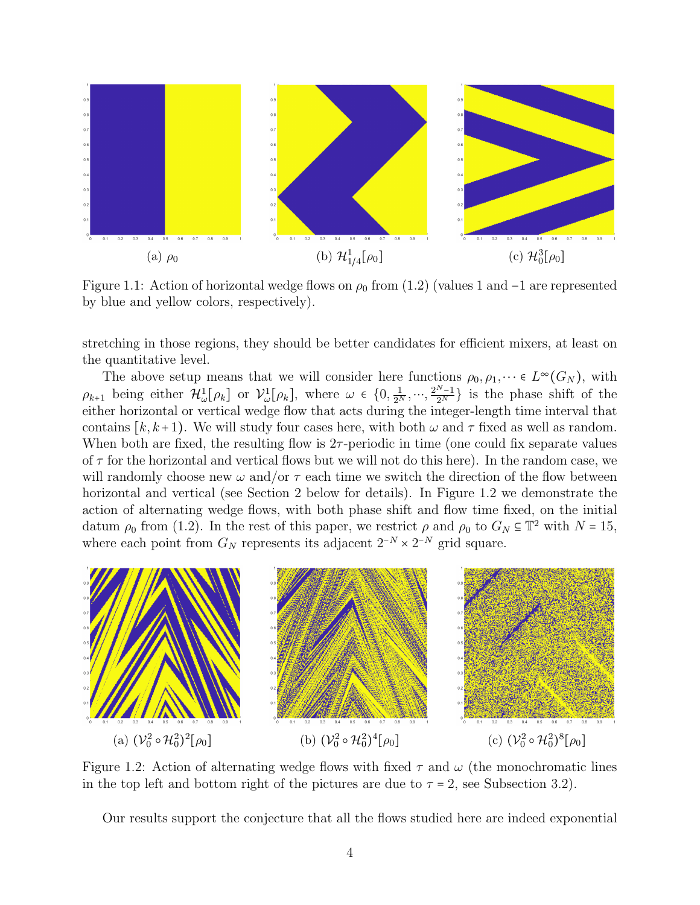(a) $\rho_0$

(b) $\mathcal{H}^1_{1/4}[\rho_0]$

(c) $\mathcal{H}^3_0[\rho_0]$

Figure 1.1: Action of horizontal wedge flows on $\rho_0$ from (1.2) (values 1 and $-1$ are represented by blue and yellow colors, respectively).

stretching in those regions, they should be better candidates for efficient mixers, at least on the quantitative level.

The above setup means that we will consider here functions $\rho_0, \rho_1, \dots \in L^\infty(G_N)$, with $\rho_{k+1}$ being either $\mathcal{H}^1_\omega[\rho_k]$ or $\mathcal{V}^1_\omega[\rho_k]$, where $\omega \in \{0, \frac{1}{2^N}, \dots, \frac{2^N-1}{2^N}\}$ is the phase shift of the either horizontal or vertical wedge flow that acts during the integer-length time interval that contains $[k, k+1)$. We will study four cases here, with both $\omega$ and $\tau$ fixed as well as random. When both are fixed, the resulting flow is $2\tau$-periodic in time (one could fix separate values of $\tau$ for the horizontal and vertical flows but we will not do this here). In the random case, we will randomly choose new $\omega$ and/or $\tau$ each time we switch the direction of the flow between horizontal and vertical (see Section 2 below for details). In Figure 1.2 we demonstrate the action of alternating wedge flows, with both phase shift and flow time fixed, on the initial datum $\rho_0$ from (1.2). In the rest of this paper, we restrict $\rho$ and $\rho_0$ to $G_N \subseteq \mathbb{T}^2$ with $N = 15$, where each point from $G_N$ represents its adjacent $2^{-N} \times 2^{-N}$ grid square.

(a) $(\mathcal{V}^2_0 \circ \mathcal{H}^2_0)^2[\rho_0]$

(b) $(\mathcal{V}^2_0 \circ \mathcal{H}^2_0)^4[\rho_0]$

(c) $(\mathcal{V}^2_0 \circ \mathcal{H}^2_0)^8[\rho_0]$

Figure 1.2: Action of alternating wedge flows with fixed $\tau$ and $\omega$ (the monochromatic lines in the top left and bottom right of the pictures are due to $\tau = 2$, see Subsection 3.2).

Our results support the conjecture that all the flows studied here are indeed exponential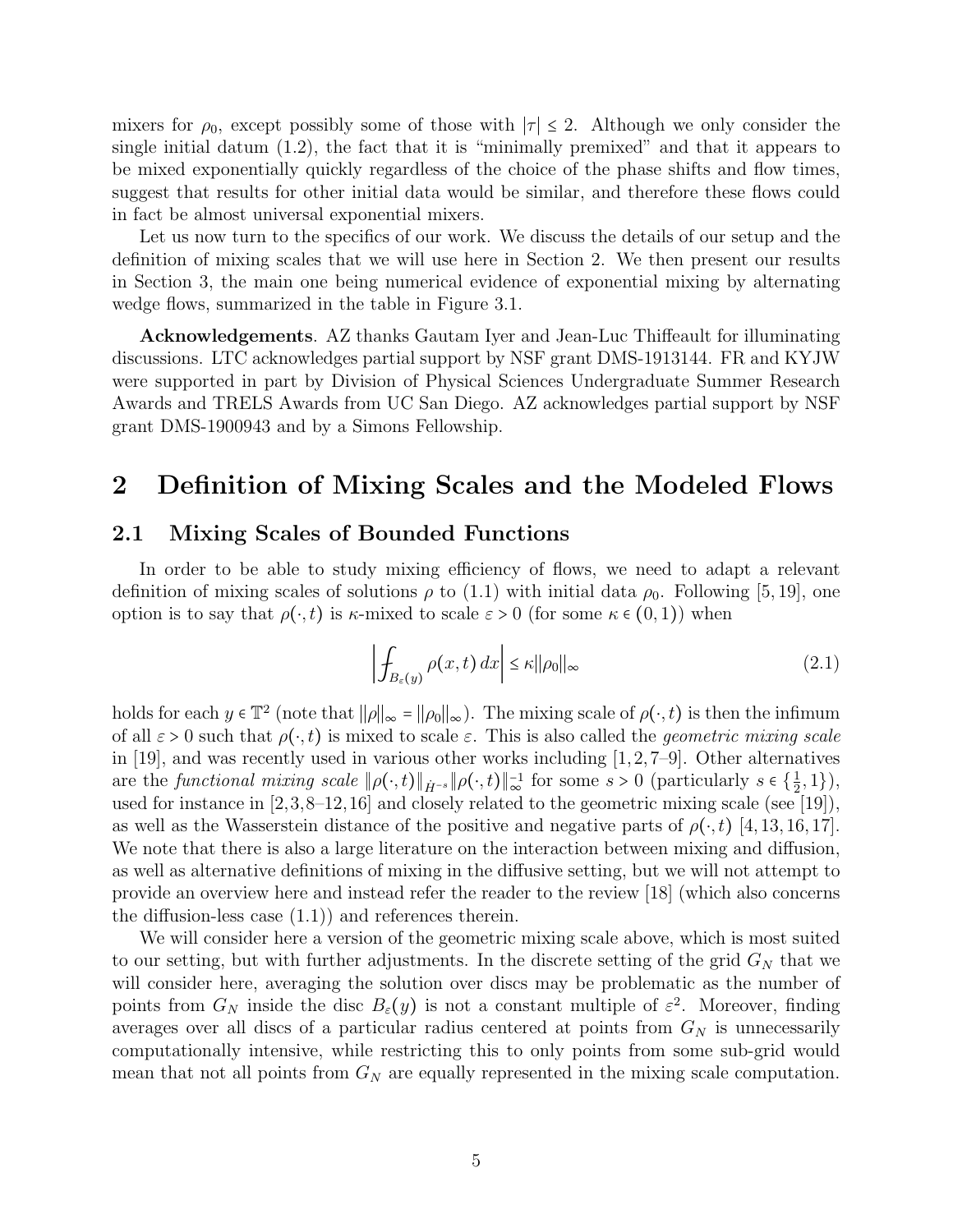mixers for $\rho_0$, except possibly some of those with $|\tau| \le 2$. Although we only consider the single initial datum (1.2), the fact that it is "minimally premixed" and that it appears to be mixed exponentially quickly regardless of the choice of the phase shifts and flow times, suggest that results for other initial data would be similar, and therefore these flows could in fact be almost universal exponential mixers.

Let us now turn to the specifics of our work. We discuss the details of our setup and the definition of mixing scales that we will use here in Section 2. We then present our results in Section 3, the main one being numerical evidence of exponential mixing by alternating wedge flows, summarized in the table in Figure 3.1.

**Acknowledgements**. AZ thanks Gautam Iyer and Jean-Luc Thiffeault for illuminating discussions. LTC acknowledges partial support by NSF grant DMS-1913144. FR and KYJW were supported in part by Division of Physical Sciences Undergraduate Summer Research Awards and TRELS Awards from UC San Diego. AZ acknowledges partial support by NSF grant DMS-1900943 and by a Simons Fellowship.

## 2 Definition of Mixing Scales and the Modeled Flows

### 2.1 Mixing Scales of Bounded Functions

In order to be able to study mixing efficiency of flows, we need to adapt a relevant definition of mixing scales of solutions $\rho$ to (1.1) with initial data $\rho_0$. Following [5,19], one option is to say that $\rho(\cdot,t)$ is $\kappa$-mixed to scale $\varepsilon > 0$ (for some $\kappa \in (0,1)$) when

$$\left| \fint_{B_\varepsilon(y)} \rho(x,t)\, dx \right| \le \kappa \|\rho_0\|_\infty \tag{2.1}$$

holds for each $y \in \mathbb{T}^2$ (note that $\|\rho\|_\infty = \|\rho_0\|_\infty$). The mixing scale of $\rho(\cdot,t)$ is then the infimum of all $\varepsilon > 0$ such that $\rho(\cdot,t)$ is mixed to scale $\varepsilon$. This is also called the *geometric mixing scale* in [19], and was recently used in various other works including [1,2,7–9]. Other alternatives are the *functional mixing scale* $\|\rho(\cdot,t)\|_{\dot{H}^{-s}} \|\rho(\cdot,t)\|_\infty^{-1}$ for some $s > 0$ (particularly $s \in \{\frac{1}{2}, 1\}$), used for instance in [2,3,8–12,16] and closely related to the geometric mixing scale (see [19]), as well as the Wasserstein distance of the positive and negative parts of $\rho(\cdot,t)$ [4,13,16,17]. We note that there is also a large literature on the interaction between mixing and diffusion, as well as alternative definitions of mixing in the diffusive setting, but we will not attempt to provide an overview here and instead refer the reader to the review [18] (which also concerns the diffusion-less case (1.1)) and references therein.

We will consider here a version of the geometric mixing scale above, which is most suited to our setting, but with further adjustments. In the discrete setting of the grid $G_N$ that we will consider here, averaging the solution over discs may be problematic as the number of points from $G_N$ inside the disc $B_\varepsilon(y)$ is not a constant multiple of $\varepsilon^2$. Moreover, finding averages over all discs of a particular radius centered at points from $G_N$ is unnecessarily computationally intensive, while restricting this to only points from some sub-grid would mean that not all points from $G_N$ are equally represented in the mixing scale computation.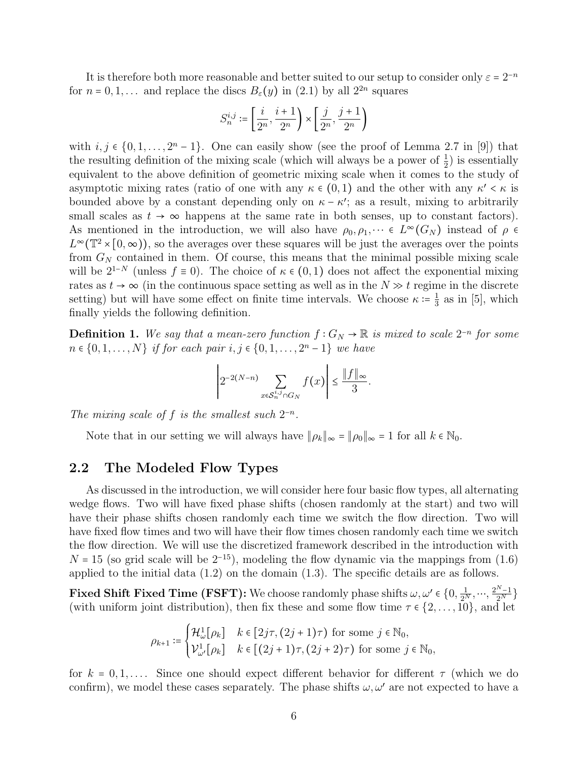It is therefore both more reasonable and better suited to our setup to consider only $\varepsilon = 2^{-n}$ for $n = 0, 1, \ldots$ and replace the discs $B_\varepsilon(y)$ in (2.1) by all $2^{2n}$ squares

$$S_n^{i,j} := \left[\frac{i}{2^n}, \frac{i+1}{2^n}\right) \times \left[\frac{j}{2^n}, \frac{j+1}{2^n}\right)$$

with $i, j \in \{0, 1, \ldots, 2^n - 1\}$. One can easily show (see the proof of Lemma 2.7 in [9]) that the resulting definition of the mixing scale (which will always be a power of $\frac{1}{2}$) is essentially equivalent to the above definition of geometric mixing scale when it comes to the study of asymptotic mixing rates (ratio of one with any $\kappa \in (0,1)$ and the other with any $\kappa' < \kappa$ is bounded above by a constant depending only on $\kappa - \kappa'$; as a result, mixing to arbitrarily small scales as $t \to \infty$ happens at the same rate in both senses, up to constant factors). As mentioned in the introduction, we will also have $\rho_0, \rho_1, \cdots \in L^\infty(G_N)$ instead of $\rho \in L^\infty(\mathbb{T}^2 \times [0, \infty))$, so the averages over these squares will be just the averages over the points from $G_N$ contained in them. Of course, this means that the minimal possible mixing scale will be $2^{1-N}$ (unless $f \equiv 0$). The choice of $\kappa \in (0,1)$ does not affect the exponential mixing rates as $t \to \infty$ (in the continuous space setting as well as in the $N \gg t$ regime in the discrete setting) but will have some effect on finite time intervals. We choose $\kappa := \frac{1}{3}$ as in [5], which finally yields the following definition.

**Definition 1.** *We say that a mean-zero function $f : G_N \to \mathbb{R}$ is mixed to scale $2^{-n}$ for some $n \in \{0, 1, \ldots, N\}$ if for each pair $i, j \in \{0, 1, \ldots, 2^n - 1\}$ we have*

$$\left| 2^{-2(N-n)} \sum_{x \in S_n^{i,j} \cap G_N} f(x) \right| \leq \frac{\|f\|_\infty}{3}.$$

*The mixing scale of $f$ is the smallest such $2^{-n}$.*

Note that in our setting we will always have $\|\rho_k\|_\infty = \|\rho_0\|_\infty = 1$ for all $k \in \mathbb{N}_0$.

## 2.2 The Modeled Flow Types

As discussed in the introduction, we will consider here four basic flow types, all alternating wedge flows. Two will have fixed phase shifts (chosen randomly at the start) and two will have their phase shifts chosen randomly each time we switch the flow direction. Two will have fixed flow times and two will have their flow times chosen randomly each time we switch the flow direction. We will use the discretized framework described in the introduction with $N = 15$ (so grid scale will be $2^{-15}$), modeling the flow dynamic via the mappings from (1.6) applied to the initial data (1.2) on the domain (1.3). The specific details are as follows.

**Fixed Shift Fixed Time (FSFT):** We choose randomly phase shifts $\omega, \omega' \in \{0, \frac{1}{2^N}, \cdots, \frac{2^N-1}{2^N}\}$ (with uniform joint distribution), then fix these and some flow time $\tau \in \{2, \ldots, 10\}$, and let

$$\rho_{k+1} := \begin{cases} \mathcal{H}^1_\omega[\rho_k] & k \in [2j\tau, (2j+1)\tau) \text{ for some } j \in \mathbb{N}_0, \\ \mathcal{V}^1_{\omega'}[\rho_k] & k \in [(2j+1)\tau, (2j+2)\tau) \text{ for some } j \in \mathbb{N}_0, \end{cases}$$

for $k = 0, 1, \ldots$. Since one should expect different behavior for different $\tau$ (which we do confirm), we model these cases separately. The phase shifts $\omega, \omega'$ are not expected to have a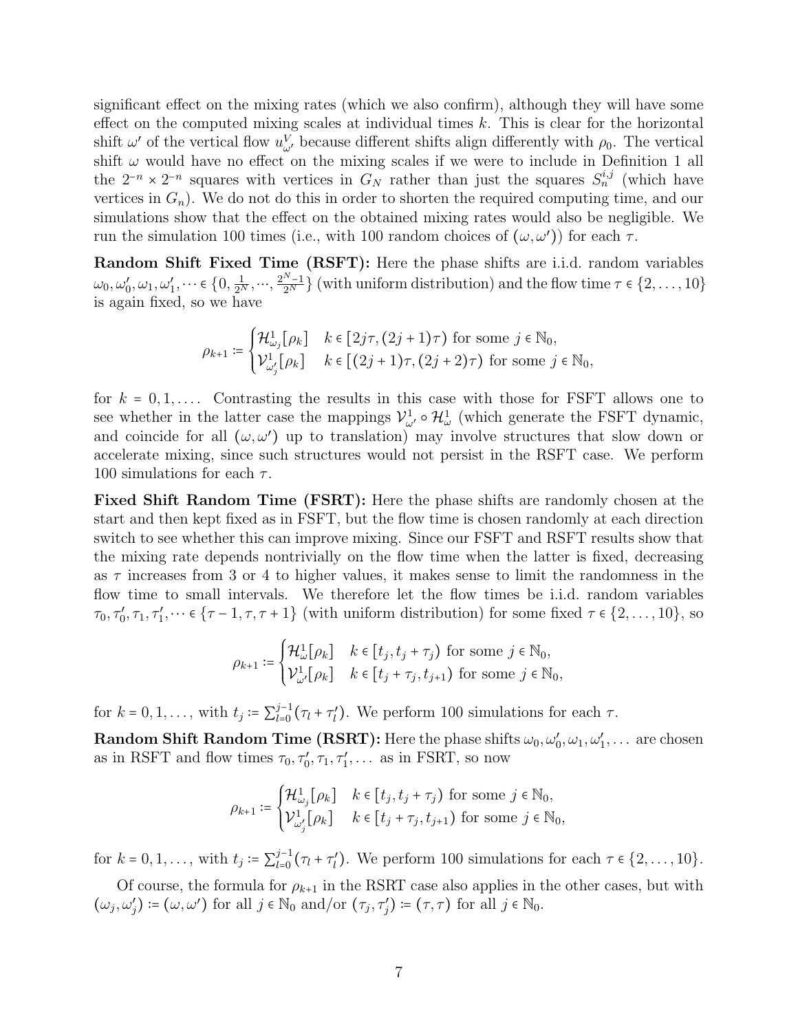significant effect on the mixing rates (which we also confirm), although they will have some effect on the computed mixing scales at individual times $k$. This is clear for the horizontal shift $\omega'$ of the vertical flow $u^V_{\omega'}$ because different shifts align differently with $\rho_0$. The vertical shift $\omega$ would have no effect on the mixing scales if we were to include in Definition 1 all the $2^{-n} \times 2^{-n}$ squares with vertices in $G_N$ rather than just the squares $S^{i,j}_n$ (which have vertices in $G_n$). We do not do this in order to shorten the required computing time, and our simulations show that the effect on the obtained mixing rates would also be negligible. We run the simulation 100 times (i.e., with 100 random choices of $(\omega, \omega')$) for each $\tau$.

**Random Shift Fixed Time (RSFT):** Here the phase shifts are i.i.d. random variables $\omega_0, \omega'_0, \omega_1, \omega'_1, \dots \in \{0, \frac{1}{2^N}, \cdots, \frac{2^N-1}{2^N}\}$ (with uniform distribution) and the flow time $\tau \in \{2, \dots, 10\}$ is again fixed, so we have

$$\rho_{k+1} := \begin{cases} \mathcal{H}^1_{\omega_j}[\rho_k] & k \in [2j\tau, (2j+1)\tau) \text{ for some } j \in \mathbb{N}_0, \\ \mathcal{V}^1_{\omega'_j}[\rho_k] & k \in [(2j+1)\tau, (2j+2)\tau) \text{ for some } j \in \mathbb{N}_0, \end{cases}$$

for $k = 0, 1, \dots$. Contrasting the results in this case with those for FSFT allows one to see whether in the latter case the mappings $\mathcal{V}^1_{\omega'} \circ \mathcal{H}^1_\omega$ (which generate the FSFT dynamic, and coincide for all $(\omega, \omega')$ up to translation) may involve structures that slow down or accelerate mixing, since such structures would not persist in the RSFT case. We perform 100 simulations for each $\tau$.

**Fixed Shift Random Time (FSRT):** Here the phase shifts are randomly chosen at the start and then kept fixed as in FSFT, but the flow time is chosen randomly at each direction switch to see whether this can improve mixing. Since our FSFT and RSFT results show that the mixing rate depends nontrivially on the flow time when the latter is fixed, decreasing as $\tau$ increases from 3 or 4 to higher values, it makes sense to limit the randomness in the flow time to small intervals. We therefore let the flow times be i.i.d. random variables $\tau_0, \tau'_0, \tau_1, \tau'_1, \dots \in \{\tau - 1, \tau, \tau + 1\}$ (with uniform distribution) for some fixed $\tau \in \{2, \dots, 10\}$, so

$$\rho_{k+1} := \begin{cases} \mathcal{H}^1_{\omega}[\rho_k] & k \in [t_j, t_j + \tau_j) \text{ for some } j \in \mathbb{N}_0, \\ \mathcal{V}^1_{\omega'}[\rho_k] & k \in [t_j + \tau_j, t_{j+1}) \text{ for some } j \in \mathbb{N}_0, \end{cases}$$

for $k = 0, 1, \dots$, with $t_j := \sum_{l=0}^{j-1} (\tau_l + \tau'_l)$. We perform 100 simulations for each $\tau$.

**Random Shift Random Time (RSRT):** Here the phase shifts $\omega_0, \omega'_0, \omega_1, \omega'_1, \dots$ are chosen as in RSFT and flow times $\tau_0, \tau'_0, \tau_1, \tau'_1, \dots$ as in FSRT, so now

$$\rho_{k+1} := \begin{cases} \mathcal{H}^1_{\omega_j}[\rho_k] & k \in [t_j, t_j + \tau_j) \text{ for some } j \in \mathbb{N}_0, \\ \mathcal{V}^1_{\omega'_j}[\rho_k] & k \in [t_j + \tau_j, t_{j+1}) \text{ for some } j \in \mathbb{N}_0, \end{cases}$$

for $k = 0, 1, \dots$, with $t_j := \sum_{l=0}^{j-1} (\tau_l + \tau'_l)$. We perform 100 simulations for each $\tau \in \{2, \dots, 10\}$.

Of course, the formula for $\rho_{k+1}$ in the RSRT case also applies in the other cases, but with $(\omega_j, \omega'_j) := (\omega, \omega')$ for all $j \in \mathbb{N}_0$ and/or $(\tau_j, \tau'_j) := (\tau, \tau)$ for all $j \in \mathbb{N}_0$.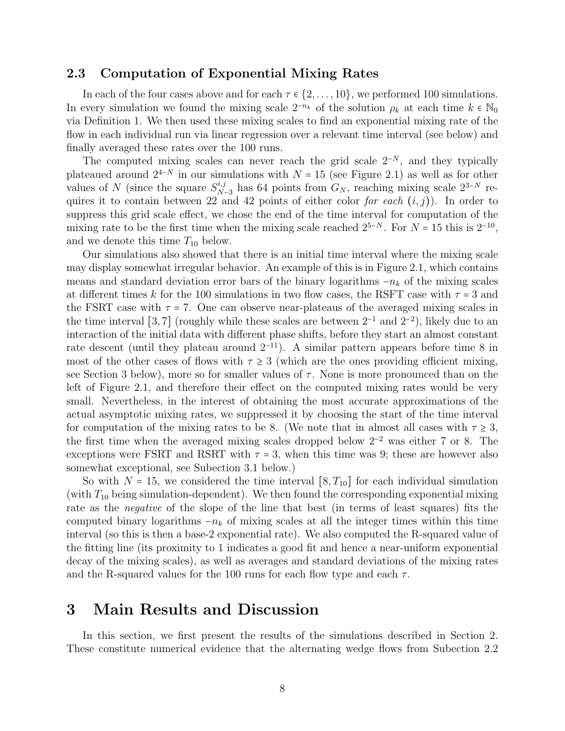### 2.3 Computation of Exponential Mixing Rates

In each of the four cases above and for each $\tau \in \{2, \dots, 10\}$, we performed 100 simulations. In every simulation we found the mixing scale $2^{-n_k}$ of the solution $\rho_k$ at each time $k \in \mathbb{N}_0$ via Definition 1. We then used these mixing scales to find an exponential mixing rate of the flow in each individual run via linear regression over a relevant time interval (see below) and finally averaged these rates over the 100 runs.

The computed mixing scales can never reach the grid scale $2^{-N}$, and they typically plateaued around $2^{4-N}$ in our simulations with $N = 15$ (see Figure 2.1) as well as for other values of $N$ (since the square $S^{i,j}_{N-3}$ has 64 points from $G_N$, reaching mixing scale $2^{3-N}$ requires it to contain between 22 and 42 points of either color *for each* $(i, j)$). In order to suppress this grid scale effect, we chose the end of the time interval for computation of the mixing rate to be the first time when the mixing scale reached $2^{5-N}$. For $N = 15$ this is $2^{-10}$, and we denote this time $T_{10}$ below.

Our simulations also showed that there is an initial time interval where the mixing scale may display somewhat irregular behavior. An example of this is in Figure 2.1, which contains means and standard deviation error bars of the binary logarithms $-n_k$ of the mixing scales at different times $k$ for the 100 simulations in two flow cases, the RSFT case with $\tau = 3$ and the FSRT case with $\tau = 7$. One can observe near-plateaus of the averaged mixing scales in the time interval $[3, 7]$ (roughly while these scales are between $2^{-1}$ and $2^{-2}$), likely due to an interaction of the initial data with different phase shifts, before they start an almost constant rate descent (until they plateau around $2^{-11}$). A similar pattern appears before time 8 in most of the other cases of flows with $\tau \geq 3$ (which are the ones providing efficient mixing, see Section 3 below), more so for smaller values of $\tau$. None is more pronounced than on the left of Figure 2.1, and therefore their effect on the computed mixing rates would be very small. Nevertheless, in the interest of obtaining the most accurate approximations of the actual asymptotic mixing rates, we suppressed it by choosing the start of the time interval for computation of the mixing rates to be 8. (We note that in almost all cases with $\tau \geq 3$, the first time when the averaged mixing scales dropped below $2^{-2}$ was either 7 or 8. The exceptions were FSRT and RSRT with $\tau = 3$, when this time was 9; these are however also somewhat exceptional, see Subection 3.1 below.)

So with $N = 15$, we considered the time interval $[8, T_{10}]$ for each individual simulation (with $T_{10}$ being simulation-dependent). We then found the corresponding exponential mixing rate as the *negative* of the slope of the line that best (in terms of least squares) fits the computed binary logarithms $-n_k$ of mixing scales at all the integer times within this time interval (so this is then a base-2 exponential rate). We also computed the R-squared value of the fitting line (its proximity to 1 indicates a good fit and hence a near-uniform exponential decay of the mixing scales), as well as averages and standard deviations of the mixing rates and the R-squared values for the 100 runs for each flow type and each $\tau$.

# 3 Main Results and Discussion

In this section, we first present the results of the simulations described in Section 2. These constitute numerical evidence that the alternating wedge flows from Subection 2.2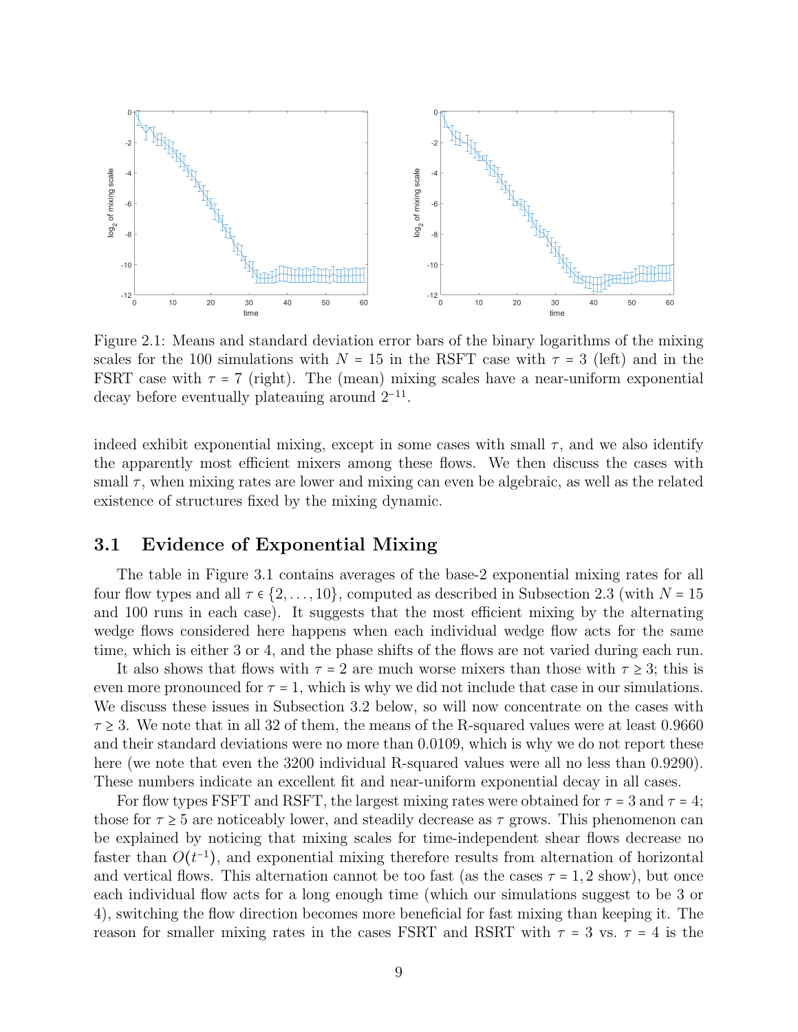Figure 2.1: Means and standard deviation error bars of the binary logarithms of the mixing scales for the 100 simulations with $N = 15$ in the RSFT case with $\tau = 3$ (left) and in the FSRT case with $\tau = 7$ (right). The (mean) mixing scales have a near-uniform exponential decay before eventually plateauing around $2^{-11}$.

indeed exhibit exponential mixing, except in some cases with small $\tau$, and we also identify the apparently most efficient mixers among these flows. We then discuss the cases with small $\tau$, when mixing rates are lower and mixing can even be algebraic, as well as the related existence of structures fixed by the mixing dynamic.

## 3.1 Evidence of Exponential Mixing

The table in Figure 3.1 contains averages of the base-2 exponential mixing rates for all four flow types and all $\tau \in \{2, \ldots, 10\}$, computed as described in Subsection 2.3 (with $N = 15$ and 100 runs in each case). It suggests that the most efficient mixing by the alternating wedge flows considered here happens when each individual wedge flow acts for the same time, which is either 3 or 4, and the phase shifts of the flows are not varied during each run.

It also shows that flows with $\tau = 2$ are much worse mixers than those with $\tau \geq 3$; this is even more pronounced for $\tau = 1$, which is why we did not include that case in our simulations. We discuss these issues in Subsection 3.2 below, so will now concentrate on the cases with $\tau \geq 3$. We note that in all 32 of them, the means of the R-squared values were at least 0.9660 and their standard deviations were no more than 0.0109, which is why we do not report these here (we note that even the 3200 individual R-squared values were all no less than 0.9290). These numbers indicate an excellent fit and near-uniform exponential decay in all cases.

For flow types FSFT and RSFT, the largest mixing rates were obtained for $\tau = 3$ and $\tau = 4$; those for $\tau \geq 5$ are noticeably lower, and steadily decrease as $\tau$ grows. This phenomenon can be explained by noticing that mixing scales for time-independent shear flows decrease no faster than $O(t^{-1})$, and exponential mixing therefore results from alternation of horizontal and vertical flows. This alternation cannot be too fast (as the cases $\tau = 1, 2$ show), but once each individual flow acts for a long enough time (which our simulations suggest to be 3 or 4), switching the flow direction becomes more beneficial for fast mixing than keeping it. The reason for smaller mixing rates in the cases FSRT and RSRT with $\tau = 3$ vs. $\tau = 4$ is the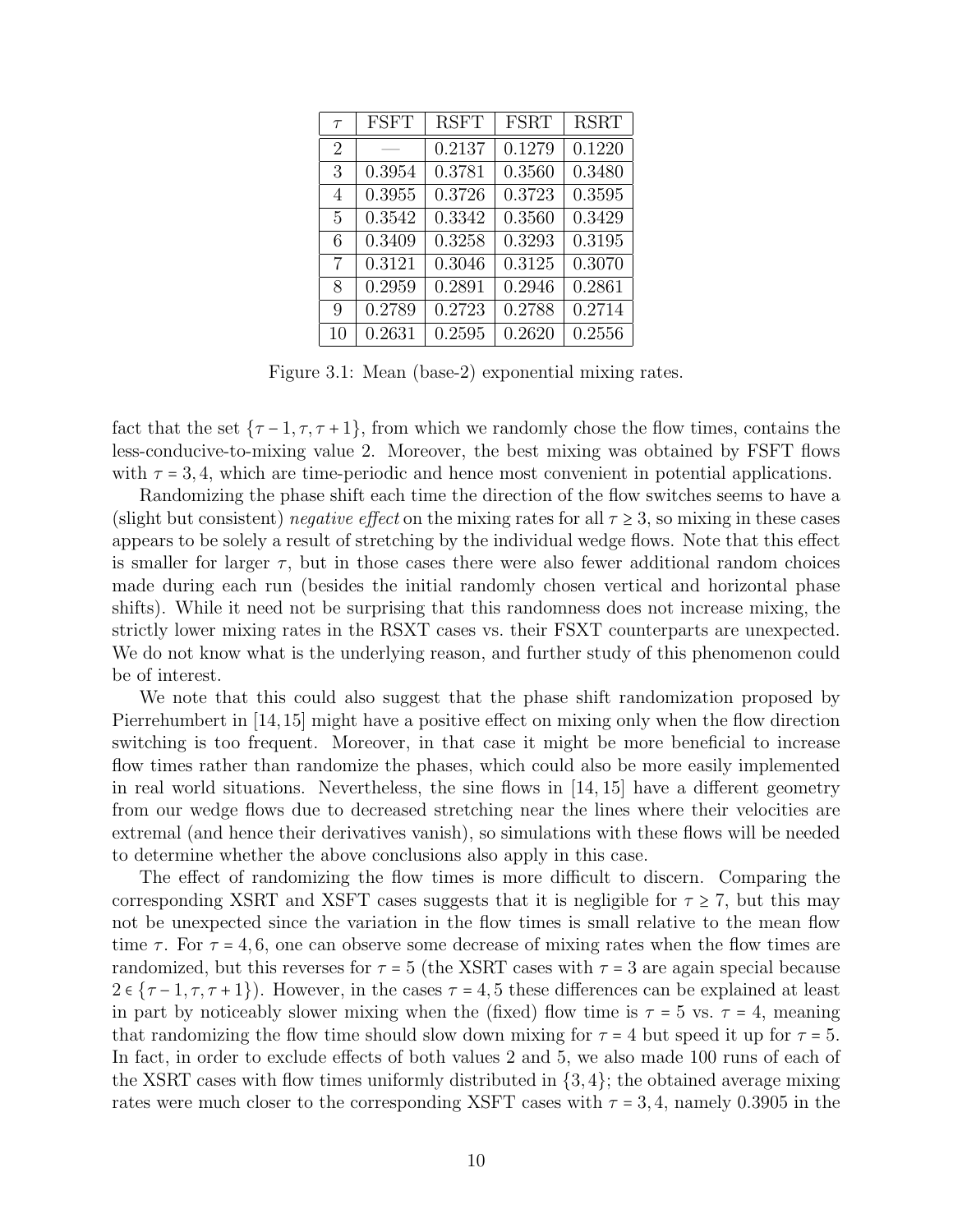| $\tau$ | FSFT | RSFT | FSRT | RSRT |
|---|---|---|---|---|
| 2 | — | 0.2137 | 0.1279 | 0.1220 |
| 3 | 0.3954 | 0.3781 | 0.3560 | 0.3480 |
| 4 | 0.3955 | 0.3726 | 0.3723 | 0.3595 |
| 5 | 0.3542 | 0.3342 | 0.3560 | 0.3429 |
| 6 | 0.3409 | 0.3258 | 0.3293 | 0.3195 |
| 7 | 0.3121 | 0.3046 | 0.3125 | 0.3070 |
| 8 | 0.2959 | 0.2891 | 0.2946 | 0.2861 |
| 9 | 0.2789 | 0.2723 | 0.2788 | 0.2714 |
| 10 | 0.2631 | 0.2595 | 0.2620 | 0.2556 |

Figure 3.1: Mean (base-2) exponential mixing rates.

fact that the set $\{\tau - 1, \tau, \tau + 1\}$, from which we randomly chose the flow times, contains the less-conducive-to-mixing value 2. Moreover, the best mixing was obtained by FSFT flows with $\tau = 3, 4$, which are time-periodic and hence most convenient in potential applications.

Randomizing the phase shift each time the direction of the flow switches seems to have a (slight but consistent) *negative effect* on the mixing rates for all $\tau \geq 3$, so mixing in these cases appears to be solely a result of stretching by the individual wedge flows. Note that this effect is smaller for larger $\tau$, but in those cases there were also fewer additional random choices made during each run (besides the initial randomly chosen vertical and horizontal phase shifts). While it need not be surprising that this randomness does not increase mixing, the strictly lower mixing rates in the RSXT cases vs. their FSXT counterparts are unexpected. We do not know what is the underlying reason, and further study of this phenomenon could be of interest.

We note that this could also suggest that the phase shift randomization proposed by Pierrehumbert in [14,15] might have a positive effect on mixing only when the flow direction switching is too frequent. Moreover, in that case it might be more beneficial to increase flow times rather than randomize the phases, which could also be more easily implemented in real world situations. Nevertheless, the sine flows in [14, 15] have a different geometry from our wedge flows due to decreased stretching near the lines where their velocities are extremal (and hence their derivatives vanish), so simulations with these flows will be needed to determine whether the above conclusions also apply in this case.

The effect of randomizing the flow times is more difficult to discern. Comparing the corresponding XSRT and XSFT cases suggests that it is negligible for $\tau \geq 7$, but this may not be unexpected since the variation in the flow times is small relative to the mean flow time $\tau$. For $\tau = 4, 6$, one can observe some decrease of mixing rates when the flow times are randomized, but this reverses for $\tau = 5$ (the XSRT cases with $\tau = 3$ are again special because $2 \in \{\tau - 1, \tau, \tau + 1\}$). However, in the cases $\tau = 4, 5$ these differences can be explained at least in part by noticeably slower mixing when the (fixed) flow time is $\tau = 5$ vs. $\tau = 4$, meaning that randomizing the flow time should slow down mixing for $\tau = 4$ but speed it up for $\tau = 5$. In fact, in order to exclude effects of both values 2 and 5, we also made 100 runs of each of the XSRT cases with flow times uniformly distributed in $\{3, 4\}$; the obtained average mixing rates were much closer to the corresponding XSFT cases with $\tau = 3, 4$, namely 0.3905 in the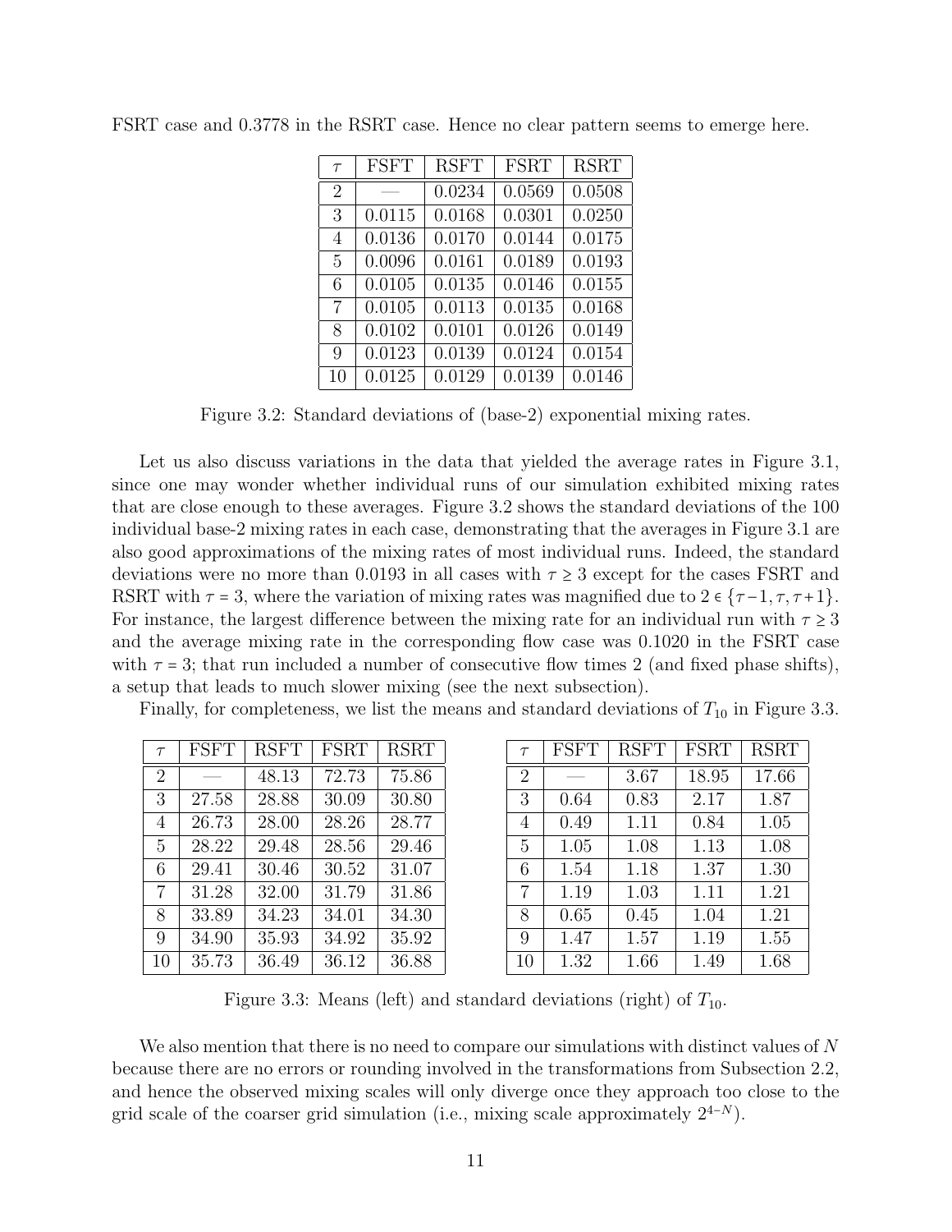FSRT case and 0.3778 in the RSRT case. Hence no clear pattern seems to emerge here.

| $\tau$ | FSFT | RSFT | FSRT | RSRT |
|---|---|---|---|---|
| 2 | — | 0.0234 | 0.0569 | 0.0508 |
| 3 | 0.0115 | 0.0168 | 0.0301 | 0.0250 |
| 4 | 0.0136 | 0.0170 | 0.0144 | 0.0175 |
| 5 | 0.0096 | 0.0161 | 0.0189 | 0.0193 |
| 6 | 0.0105 | 0.0135 | 0.0146 | 0.0155 |
| 7 | 0.0105 | 0.0113 | 0.0135 | 0.0168 |
| 8 | 0.0102 | 0.0101 | 0.0126 | 0.0149 |
| 9 | 0.0123 | 0.0139 | 0.0124 | 0.0154 |
| 10 | 0.0125 | 0.0129 | 0.0139 | 0.0146 |

Figure 3.2: Standard deviations of (base-2) exponential mixing rates.

Let us also discuss variations in the data that yielded the average rates in Figure 3.1, since one may wonder whether individual runs of our simulation exhibited mixing rates that are close enough to these averages. Figure 3.2 shows the standard deviations of the 100 individual base-2 mixing rates in each case, demonstrating that the averages in Figure 3.1 are also good approximations of the mixing rates of most individual runs. Indeed, the standard deviations were no more than 0.0193 in all cases with $\tau \geq 3$ except for the cases FSRT and RSRT with $\tau = 3$, where the variation of mixing rates was magnified due to $2 \in \{\tau-1, \tau, \tau+1\}$. For instance, the largest difference between the mixing rate for an individual run with $\tau \geq 3$ and the average mixing rate in the corresponding flow case was 0.1020 in the FSRT case with $\tau = 3$; that run included a number of consecutive flow times 2 (and fixed phase shifts), a setup that leads to much slower mixing (see the next subsection).

Finally, for completeness, we list the means and standard deviations of $T_{10}$ in Figure 3.3.

| $\tau$ | FSFT | RSFT | FSRT | RSRT |
|---|---|---|---|---|
| 2 | — | 48.13 | 72.73 | 75.86 |
| 3 | 27.58 | 28.88 | 30.09 | 30.80 |
| 4 | 26.73 | 28.00 | 28.26 | 28.77 |
| 5 | 28.22 | 29.48 | 28.56 | 29.46 |
| 6 | 29.41 | 30.46 | 30.52 | 31.07 |
| 7 | 31.28 | 32.00 | 31.79 | 31.86 |
| 8 | 33.89 | 34.23 | 34.01 | 34.30 |
| 9 | 34.90 | 35.93 | 34.92 | 35.92 |
| 10 | 35.73 | 36.49 | 36.12 | 36.88 |

| $\tau$ | FSFT | RSFT | FSRT | RSRT |
|---|---|---|---|---|
| 2 | — | 3.67 | 18.95 | 17.66 |
| 3 | 0.64 | 0.83 | 2.17 | 1.87 |
| 4 | 0.49 | 1.11 | 0.84 | 1.05 |
| 5 | 1.05 | 1.08 | 1.13 | 1.08 |
| 6 | 1.54 | 1.18 | 1.37 | 1.30 |
| 7 | 1.19 | 1.03 | 1.11 | 1.21 |
| 8 | 0.65 | 0.45 | 1.04 | 1.21 |
| 9 | 1.47 | 1.57 | 1.19 | 1.55 |
| 10 | 1.32 | 1.66 | 1.49 | 1.68 |

Figure 3.3: Means (left) and standard deviations (right) of $T_{10}$.

We also mention that there is no need to compare our simulations with distinct values of $N$ because there are no errors or rounding involved in the transformations from Subsection 2.2, and hence the observed mixing scales will only diverge once they approach too close to the grid scale of the coarser grid simulation (i.e., mixing scale approximately $2^{4-N}$).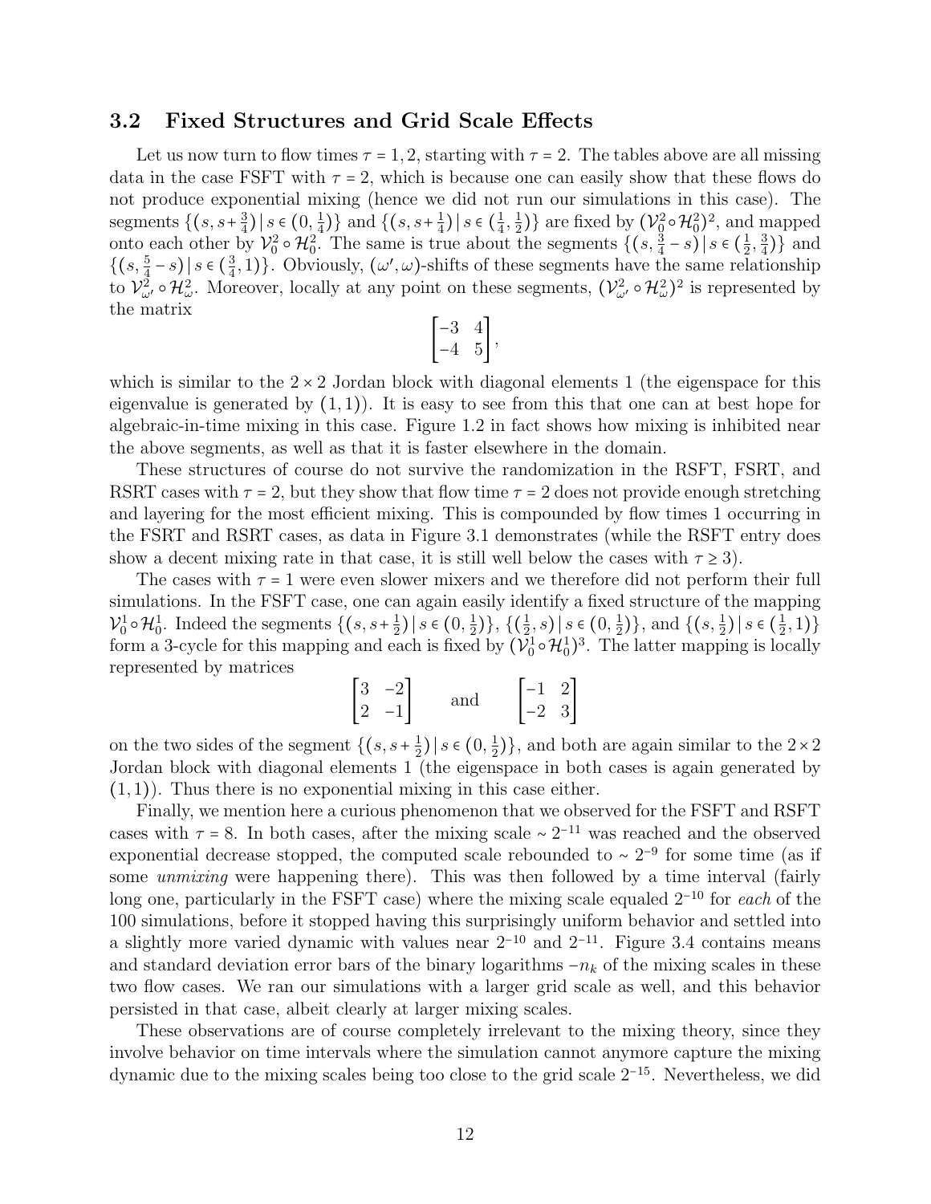### 3.2 Fixed Structures and Grid Scale Effects

Let us now turn to flow times $\tau = 1, 2$, starting with $\tau = 2$. The tables above are all missing data in the case FSFT with $\tau = 2$, which is because one can easily show that these flows do not produce exponential mixing (hence we did not run our simulations in this case). The segments $\{(s, s+\frac{3}{4}) \,|\, s \in (0, \frac{1}{4})\}$ and $\{(s, s+\frac{1}{4}) \,|\, s \in (\frac{1}{4}, \frac{1}{2})\}$ are fixed by $(\mathcal{V}_0^2 \circ \mathcal{H}_0^2)^2$, and mapped onto each other by $\mathcal{V}_0^2 \circ \mathcal{H}_0^2$. The same is true about the segments $\{(s, \frac{3}{4} - s) \,|\, s \in (\frac{1}{2}, \frac{3}{4})\}$ and $\{(s, \frac{5}{4} - s) \,|\, s \in (\frac{3}{4}, 1)\}$. Obviously, $(\omega', \omega)$-shifts of these segments have the same relationship to $\mathcal{V}_{\omega'}^2 \circ \mathcal{H}_{\omega}^2$. Moreover, locally at any point on these segments, $(\mathcal{V}_{\omega'}^2 \circ \mathcal{H}_{\omega}^2)^2$ is represented by the matrix

$$\begin{bmatrix} -3 & 4 \\ -4 & 5 \end{bmatrix},$$

which is similar to the $2 \times 2$ Jordan block with diagonal elements 1 (the eigenspace for this eigenvalue is generated by $(1, 1)$). It is easy to see from this that one can at best hope for algebraic-in-time mixing in this case. Figure 1.2 in fact shows how mixing is inhibited near the above segments, as well as that it is faster elsewhere in the domain.

These structures of course do not survive the randomization in the RSFT, FSRT, and RSRT cases with $\tau = 2$, but they show that flow time $\tau = 2$ does not provide enough stretching and layering for the most efficient mixing. This is compounded by flow times 1 occurring in the FSRT and RSRT cases, as data in Figure 3.1 demonstrates (while the RSFT entry does show a decent mixing rate in that case, it is still well below the cases with $\tau \geq 3$).

The cases with $\tau = 1$ were even slower mixers and we therefore did not perform their full simulations. In the FSFT case, one can again easily identify a fixed structure of the mapping $\mathcal{V}_0^1 \circ \mathcal{H}_0^1$. Indeed the segments $\{(s, s+\frac{1}{2}) \,|\, s \in (0, \frac{1}{2})\}$, $\{(\frac{1}{2}, s) \,|\, s \in (0, \frac{1}{2})\}$, and $\{(s, \frac{1}{2}) \,|\, s \in (\frac{1}{2}, 1)\}$ form a 3-cycle for this mapping and each is fixed by $(\mathcal{V}_0^1 \circ \mathcal{H}_0^1)^3$. The latter mapping is locally represented by matrices

$$\begin{bmatrix} 3 & -2 \\ 2 & -1 \end{bmatrix} \qquad \text{and} \qquad \begin{bmatrix} -1 & 2 \\ -2 & 3 \end{bmatrix}$$

on the two sides of the segment $\{(s, s+\frac{1}{2}) \,|\, s \in (0, \frac{1}{2})\}$, and both are again similar to the $2 \times 2$ Jordan block with diagonal elements 1 (the eigenspace in both cases is again generated by $(1, 1)$). Thus there is no exponential mixing in this case either.

Finally, we mention here a curious phenomenon that we observed for the FSFT and RSFT cases with $\tau = 8$. In both cases, after the mixing scale $\sim 2^{-11}$ was reached and the observed exponential decrease stopped, the computed scale rebounded to $\sim 2^{-9}$ for some time (as if some *unmixing* were happening there). This was then followed by a time interval (fairly long one, particularly in the FSFT case) where the mixing scale equaled $2^{-10}$ for *each* of the 100 simulations, before it stopped having this surprisingly uniform behavior and settled into a slightly more varied dynamic with values near $2^{-10}$ and $2^{-11}$. Figure 3.4 contains means and standard deviation error bars of the binary logarithms $-n_k$ of the mixing scales in these two flow cases. We ran our simulations with a larger grid scale as well, and this behavior persisted in that case, albeit clearly at larger mixing scales.

These observations are of course completely irrelevant to the mixing theory, since they involve behavior on time intervals where the simulation cannot anymore capture the mixing dynamic due to the mixing scales being too close to the grid scale $2^{-15}$. Nevertheless, we did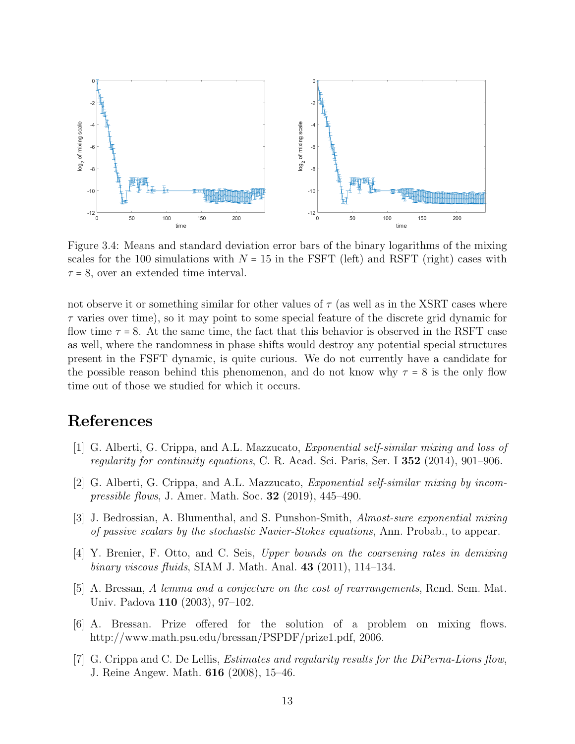Figure 3.4: Means and standard deviation error bars of the binary logarithms of the mixing scales for the 100 simulations with $N = 15$ in the FSFT (left) and RSFT (right) cases with $\tau = 8$, over an extended time interval.

not observe it or something similar for other values of $\tau$ (as well as in the XSRT cases where $\tau$ varies over time), so it may point to some special feature of the discrete grid dynamic for flow time $\tau = 8$. At the same time, the fact that this behavior is observed in the RSFT case as well, where the randomness in phase shifts would destroy any potential special structures present in the FSFT dynamic, is quite curious. We do not currently have a candidate for the possible reason behind this phenomenon, and do not know why $\tau = 8$ is the only flow time out of those we studied for which it occurs.

# References

[1] G. Alberti, G. Crippa, and A.L. Mazzucato, *Exponential self-similar mixing and loss of regularity for continuity equations*, C. R. Acad. Sci. Paris, Ser. I **352** (2014), 901–906.

[2] G. Alberti, G. Crippa, and A.L. Mazzucato, *Exponential self-similar mixing by incompressible flows*, J. Amer. Math. Soc. **32** (2019), 445–490.

[3] J. Bedrossian, A. Blumenthal, and S. Punshon-Smith, *Almost-sure exponential mixing of passive scalars by the stochastic Navier-Stokes equations*, Ann. Probab., to appear.

[4] Y. Brenier, F. Otto, and C. Seis, *Upper bounds on the coarsening rates in demixing binary viscous fluids*, SIAM J. Math. Anal. **43** (2011), 114–134.

[5] A. Bressan, *A lemma and a conjecture on the cost of rearrangements*, Rend. Sem. Mat. Univ. Padova **110** (2003), 97–102.

[6] A. Bressan. Prize offered for the solution of a problem on mixing flows. http://www.math.psu.edu/bressan/PSPDF/prize1.pdf, 2006.

[7] G. Crippa and C. De Lellis, *Estimates and regularity results for the DiPerna-Lions flow*, J. Reine Angew. Math. **616** (2008), 15–46.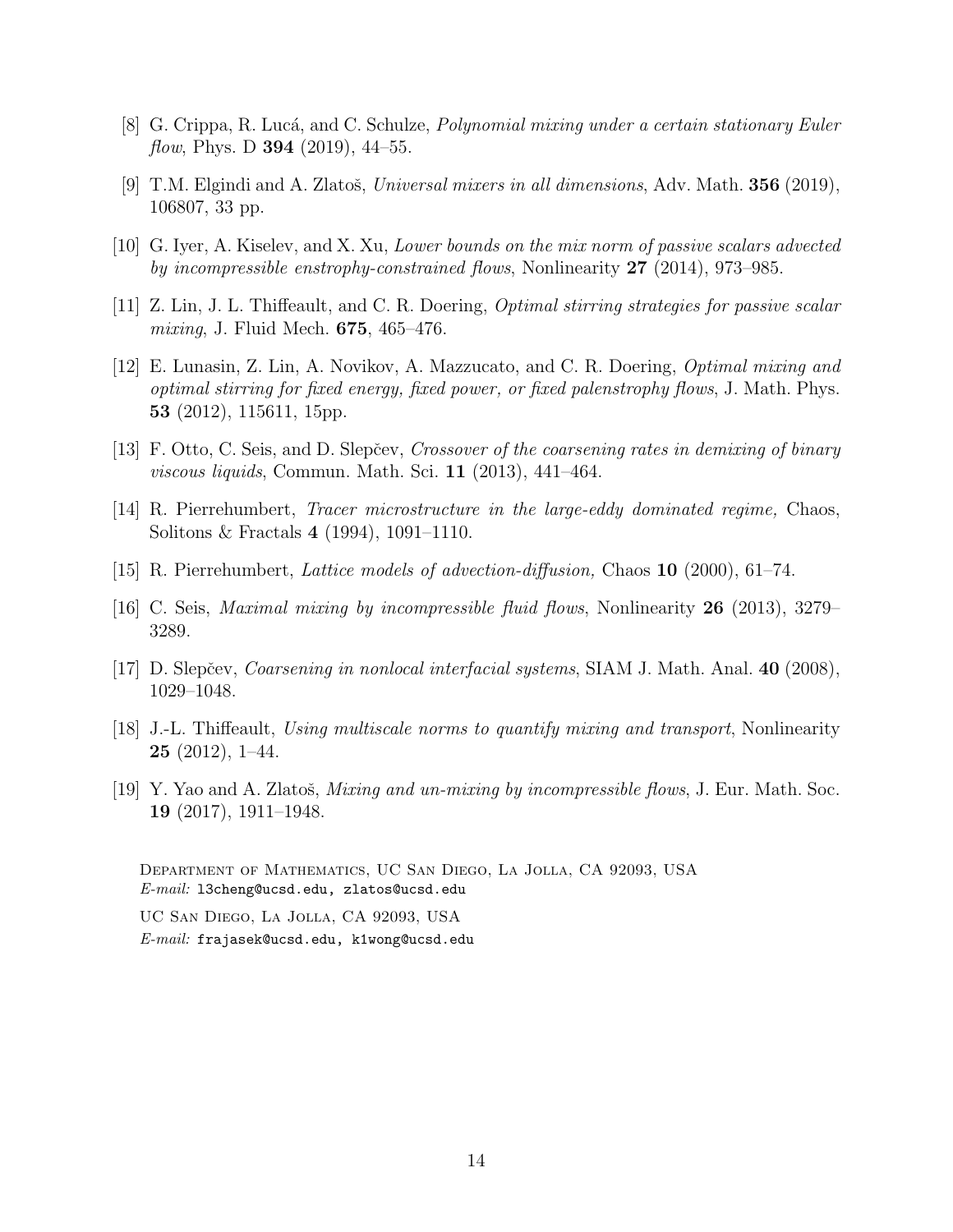[8] G. Crippa, R. Lucá, and C. Schulze, *Polynomial mixing under a certain stationary Euler flow*, Phys. D **394** (2019), 44–55.

[9] T.M. Elgindi and A. Zlatoš, *Universal mixers in all dimensions*, Adv. Math. **356** (2019), 106807, 33 pp.

[10] G. Iyer, A. Kiselev, and X. Xu, *Lower bounds on the mix norm of passive scalars advected by incompressible enstrophy-constrained flows*, Nonlinearity **27** (2014), 973–985.

[11] Z. Lin, J. L. Thiffeault, and C. R. Doering, *Optimal stirring strategies for passive scalar mixing*, J. Fluid Mech. **675**, 465–476.

[12] E. Lunasin, Z. Lin, A. Novikov, A. Mazzucato, and C. R. Doering, *Optimal mixing and optimal stirring for fixed energy, fixed power, or fixed palenstrophy flows*, J. Math. Phys. **53** (2012), 115611, 15pp.

[13] F. Otto, C. Seis, and D. Slepčev, *Crossover of the coarsening rates in demixing of binary viscous liquids*, Commun. Math. Sci. **11** (2013), 441–464.

[14] R. Pierrehumbert, *Tracer microstructure in the large-eddy dominated regime,* Chaos, Solitons & Fractals **4** (1994), 1091–1110.

[15] R. Pierrehumbert, *Lattice models of advection-diffusion,* Chaos **10** (2000), 61–74.

[16] C. Seis, *Maximal mixing by incompressible fluid flows*, Nonlinearity **26** (2013), 3279–3289.

[17] D. Slepčev, *Coarsening in nonlocal interfacial systems*, SIAM J. Math. Anal. **40** (2008), 1029–1048.

[18] J.-L. Thiffeault, *Using multiscale norms to quantify mixing and transport*, Nonlinearity **25** (2012), 1–44.

[19] Y. Yao and A. Zlatoš, *Mixing and un-mixing by incompressible flows*, J. Eur. Math. Soc. **19** (2017), 1911–1948.

Department of Mathematics, UC San Diego, La Jolla, CA 92093, USA
*E-mail:* l3cheng@ucsd.edu, zlatos@ucsd.edu

UC San Diego, La Jolla, CA 92093, USA
*E-mail:* frajasek@ucsd.edu, k1wong@ucsd.edu